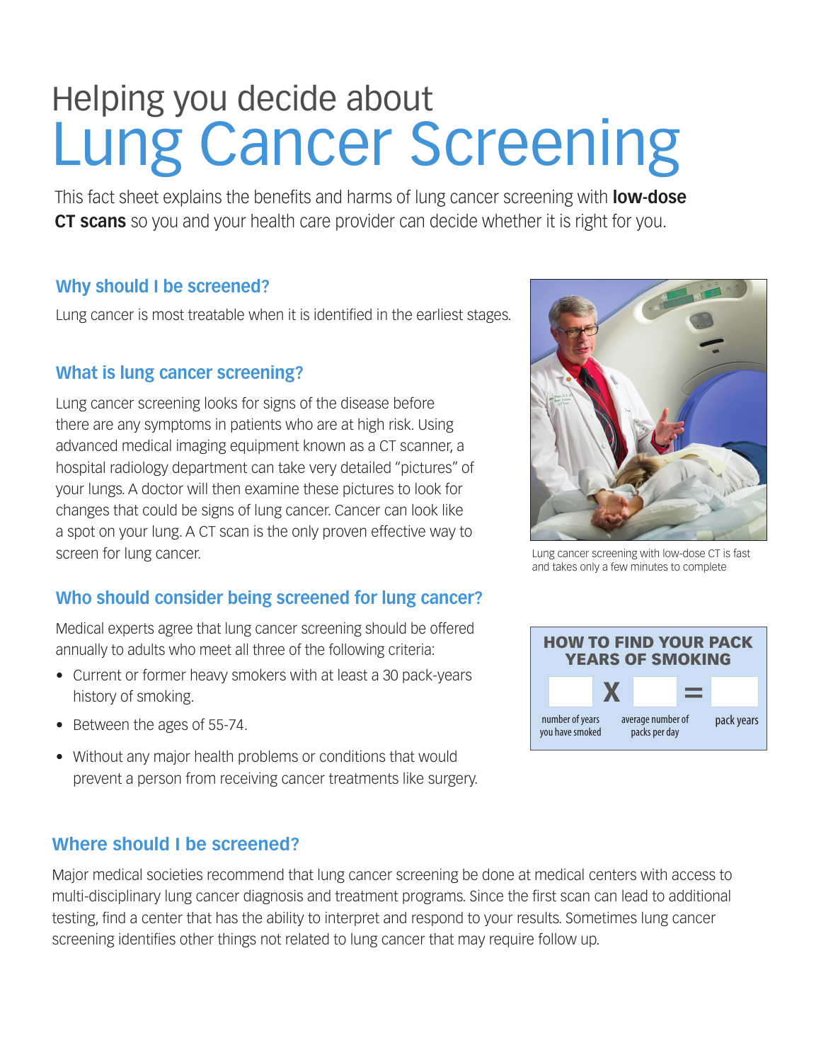# Helping you decide about Lung Cancer Screening

This fact sheet explains the benefits and harms of lung cancer screening with **low-dose CT scans** so you and your health care provider can decide whether it is right for you.

## Why should I be screened?

Lung cancer is most treatable when it is identified in the earliest stages.

## What is lung cancer screening?

Lung cancer screening looks for signs of the disease before there are any symptoms in patients who are at high risk. Using advanced medical imaging equipment known as a CT scanner, a hospital radiology department can take very detailed "pictures" of your lungs. A doctor will then examine these pictures to look for changes that could be signs of lung cancer. Cancer can look like a spot on your lung. A CT scan is the only proven effective way to screen for lung cancer.

Lung cancer screening with low-dose CT is fast and takes only a few minutes to complete

## Who should consider being screened for lung cancer?

Medical experts agree that lung cancer screening should be offered annually to adults who meet all three of the following criteria:

- Current or former heavy smokers with at least a 30 pack-years history of smoking.
- Between the ages of 55-74.
- Without any major health problems or conditions that would prevent a person from receiving cancer treatments like surgery.

**HOW TO FIND YOUR PACK YEARS OF SMOKING**

| | X | | = | |
|---|---|---|---|---|
| number of years you have smoked | | average number of packs per day | | pack years |

## Where should I be screened?

Major medical societies recommend that lung cancer screening be done at medical centers with access to multi-disciplinary lung cancer diagnosis and treatment programs. Since the first scan can lead to additional testing, find a center that has the ability to interpret and respond to your results. Sometimes lung cancer screening identifies other things not related to lung cancer that may require follow up.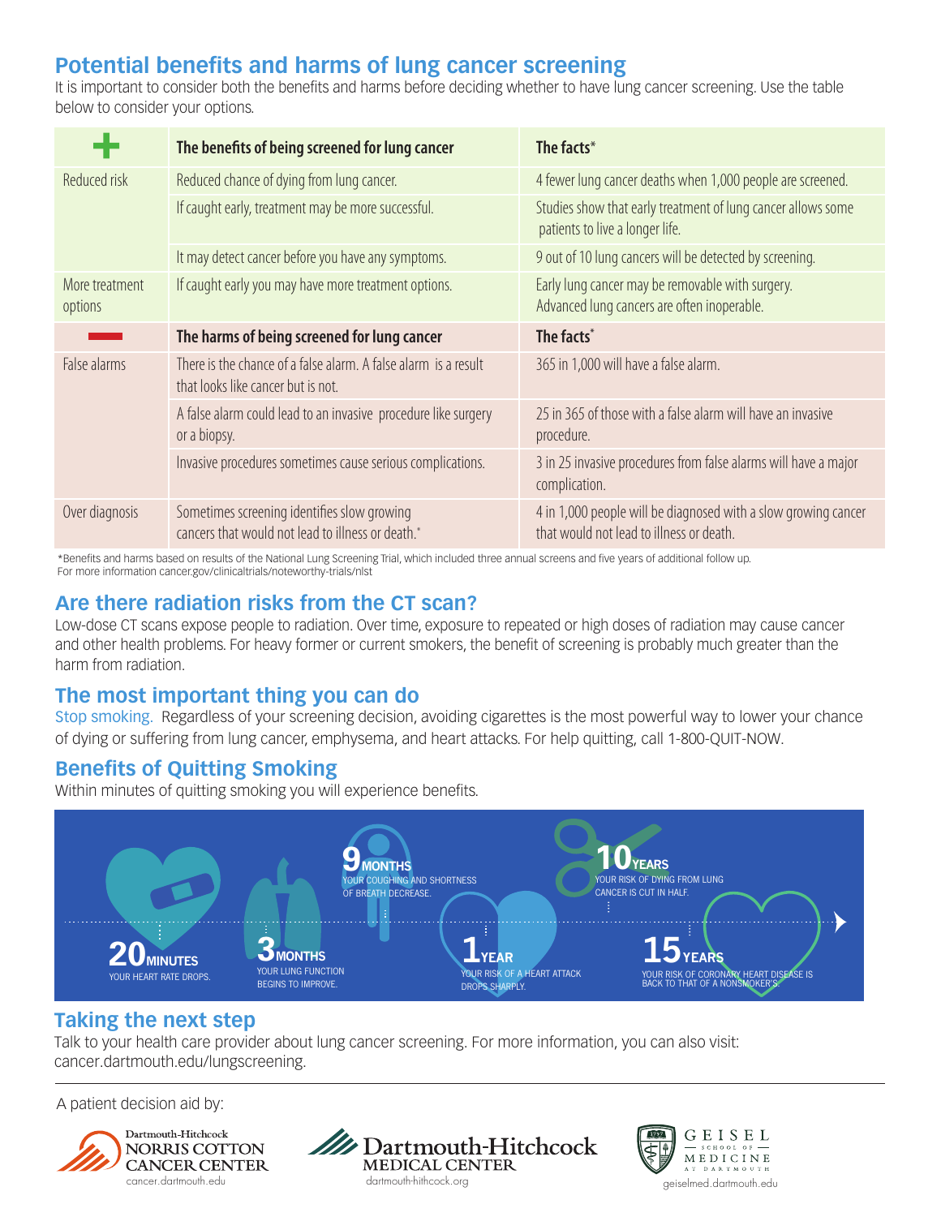## Potential benefits and harms of lung cancer screening

It is important to consider both the benefits and harms before deciding whether to have lung cancer screening. Use the table below to consider your options.

| + | The benefits of being screened for lung cancer | The facts* |
|---|---|---|
| Reduced risk | Reduced chance of dying from lung cancer. | 4 fewer lung cancer deaths when 1,000 people are screened. |
| | If caught early, treatment may be more successful. | Studies show that early treatment of lung cancer allows some patients to live a longer life. |
| | It may detect cancer before you have any symptoms. | 9 out of 10 lung cancers will be detected by screening. |
| More treatment options | If caught early you may have more treatment options. | Early lung cancer may be removable with surgery. Advanced lung cancers are often inoperable. |
| − | **The harms of being screened for lung cancer** | **The facts*** |
| False alarms | There is the chance of a false alarm. A false alarm is a result that looks like cancer but is not. | 365 in 1,000 will have a false alarm. |
| | A false alarm could lead to an invasive procedure like surgery or a biopsy. | 25 in 365 of those with a false alarm will have an invasive procedure. |
| | Invasive procedures sometimes cause serious complications. | 3 in 25 invasive procedures from false alarms will have a major complication. |
| Over diagnosis | Sometimes screening identifies slow growing cancers that would not lead to illness or death.* | 4 in 1,000 people will be diagnosed with a slow growing cancer that would not lead to illness or death. |

*Benefits and harms based on results of the National Lung Screening Trial, which included three annual screens and five years of additional follow up. For more information cancer.gov/clinicaltrials/noteworthy-trials/nlst

## Are there radiation risks from the CT scan?

Low-dose CT scans expose people to radiation. Over time, exposure to repeated or high doses of radiation may cause cancer and other health problems. For heavy former or current smokers, the benefit of screening is probably much greater than the harm from radiation.

## The most important thing you can do

Stop smoking. Regardless of your screening decision, avoiding cigarettes is the most powerful way to lower your chance of dying or suffering from lung cancer, emphysema, and heart attacks. For help quitting, call 1-800-QUIT-NOW.

## Benefits of Quitting Smoking

Within minutes of quitting smoking you will experience benefits.

20 MINUTES
YOUR HEART RATE DROPS.

3 MONTHS
YOUR LUNG FUNCTION BEGINS TO IMPROVE.

9 MONTHS
YOUR COUGHING AND SHORTNESS OF BREATH DECREASE.

1 YEAR
YOUR RISK OF A HEART ATTACK DROPS SHARPLY.

10 YEARS
YOUR RISK OF DYING FROM LUNG CANCER IS CUT IN HALF.

15 YEARS
YOUR RISK OF CORONARY HEART DISEASE IS BACK TO THAT OF A NONSMOKER'S.

## Taking the next step

Talk to your health care provider about lung cancer screening. For more information, you can also visit: cancer.dartmouth.edu/lungscreening.

A patient decision aid by:

Dartmouth-Hitchcock NORRIS COTTON CANCER CENTER
cancer.dartmouth.edu

Dartmouth-Hitchcock MEDICAL CENTER
dartmouth-hitchcock.org

GEISEL SCHOOL OF MEDICINE AT DARTMOUTH
geiselmed.dartmouth.edu